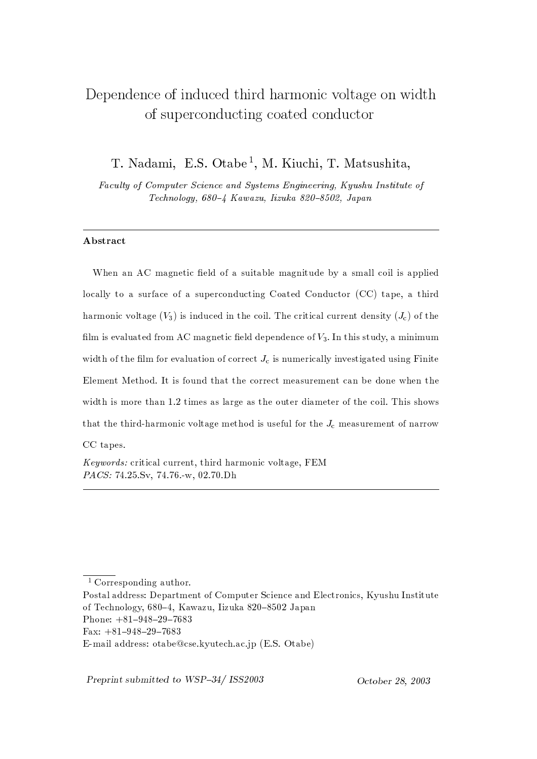# Dependence of induced third harmonic voltage on width of superconducting coated conductor

T. Nadami, E.S. Otabe [1], M. Kiuchi, T. Matsushita,

*Faculty of Computer Science and Systems Engineering, Kyushu Institute of Technology, 680–4 Kawazu, Iizuka 820–8502, Japan*

---

**Abstract**

When an AC magnetic field of a suitable magnitude by a small coil is applied locally to a surface of a superconducting Coated Conductor (CC) tape, a third harmonic voltage ($V_3$) is induced in the coil. The critical current density ($J_c$) of the film is evaluated from AC magnetic field dependence of $V_3$. In this study, a minimum width of the film for evaluation of correct $J_c$ is numerically investigated using Finite Element Method. It is found that the correct measurement can be done when the width is more than 1.2 times as large as the outer diameter of the coil. This shows that the third-harmonic voltage method is useful for the $J_c$ measurement of narrow CC tapes.

*Keywords:* critical current, third harmonic voltage, FEM
*PACS:* 74.25.Sv, 74.76.-w, 02.70.Dh

---

[1] Corresponding author.
Postal address: Department of Computer Science and Electronics, Kyushu Institute of Technology, 680–4, Kawazu, Iizuka 820–8502 Japan
Phone: +81–948–29–7683
Fax: +81–948–29–7683
E-mail address: otabe@cse.kyutech.ac.jp (E.S. Otabe)

*Preprint submitted to WSP–34/ ISS2003* October 28, 2003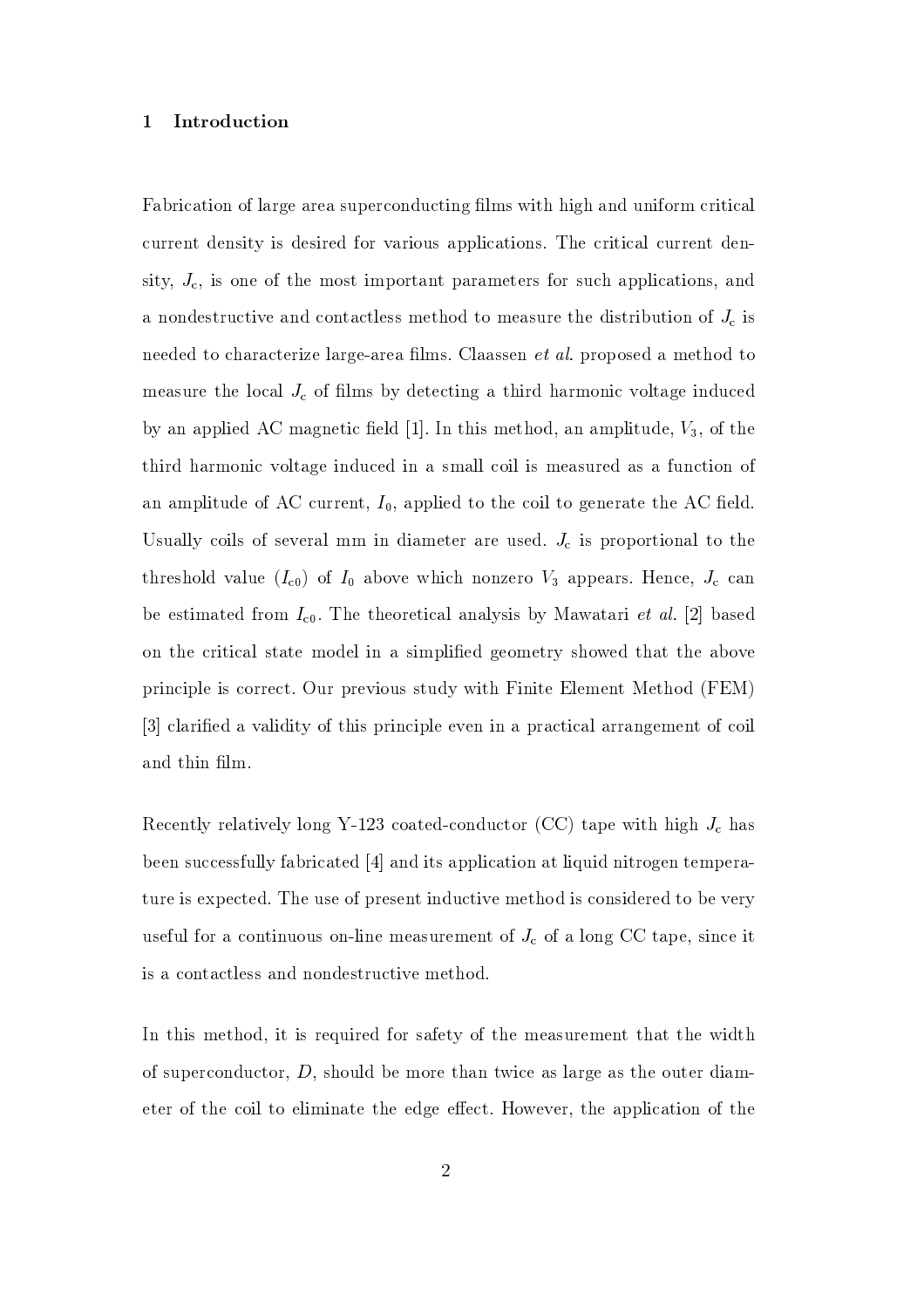## 1 Introduction

Fabrication of large area superconducting films with high and uniform critical current density is desired for various applications. The critical current density, $J_c$, is one of the most important parameters for such applications, and a nondestructive and contactless method to measure the distribution of $J_c$ is needed to characterize large-area films. Claassen *et al*. proposed a method to measure the local $J_c$ of films by detecting a third harmonic voltage induced by an applied AC magnetic field [1]. In this method, an amplitude, $V_3$, of the third harmonic voltage induced in a small coil is measured as a function of an amplitude of AC current, $I_0$, applied to the coil to generate the AC field. Usually coils of several mm in diameter are used. $J_c$ is proportional to the threshold value ($I_{c0}$) of $I_0$ above which nonzero $V_3$ appears. Hence, $J_c$ can be estimated from $I_{c0}$. The theoretical analysis by Mawatari *et al.* [2] based on the critical state model in a simplified geometry showed that the above principle is correct. Our previous study with Finite Element Method (FEM) [3] clarified a validity of this principle even in a practical arrangement of coil and thin film.

Recently relatively long Y-123 coated-conductor (CC) tape with high $J_c$ has been successfully fabricated [4] and its application at liquid nitrogen temperature is expected. The use of present inductive method is considered to be very useful for a continuous on-line measurement of $J_c$ of a long CC tape, since it is a contactless and nondestructive method.

In this method, it is required for safety of the measurement that the width of superconductor, $D$, should be more than twice as large as the outer diameter of the coil to eliminate the edge effect. However, the application of the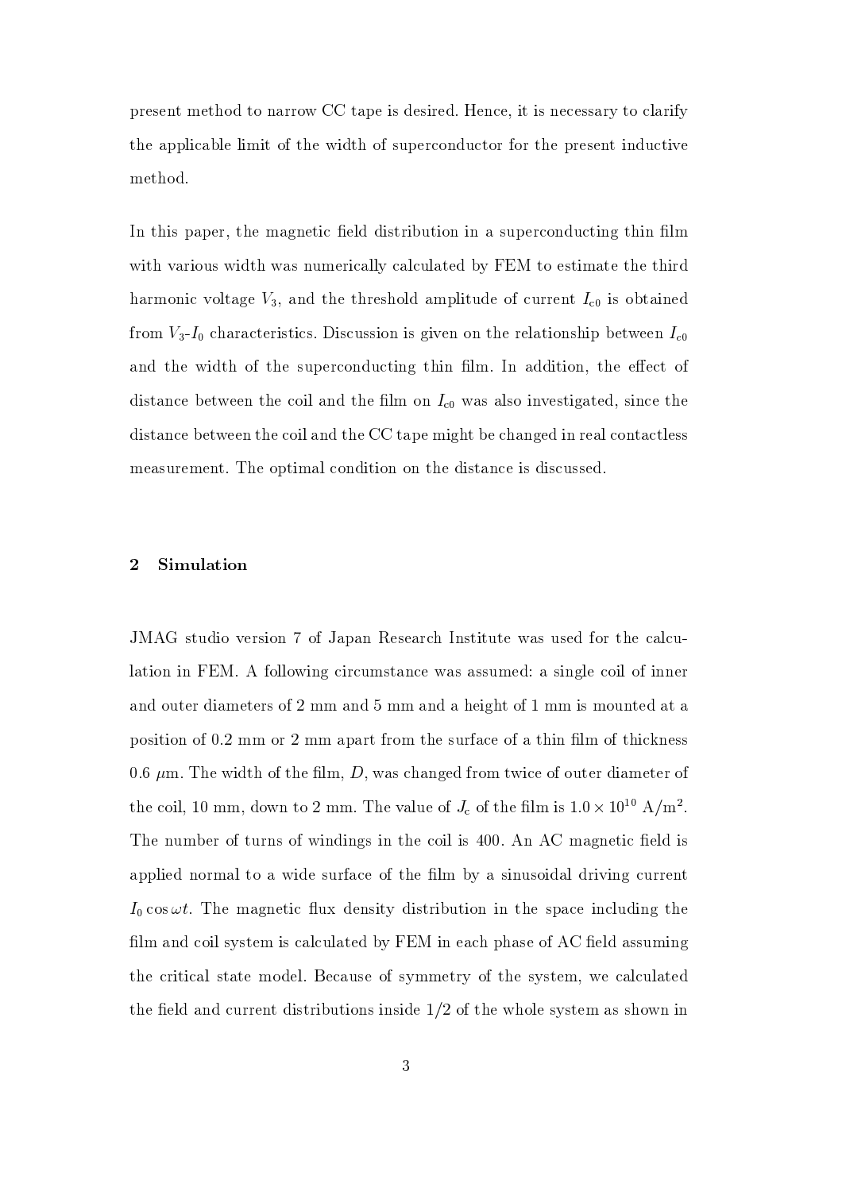present method to narrow CC tape is desired. Hence, it is necessary to clarify the applicable limit of the width of superconductor for the present inductive method.

In this paper, the magnetic field distribution in a superconducting thin film with various width was numerically calculated by FEM to estimate the third harmonic voltage $V_3$, and the threshold amplitude of current $I_{c0}$ is obtained from $V_3$-$I_0$ characteristics. Discussion is given on the relationship between $I_{c0}$ and the width of the superconducting thin film. In addition, the effect of distance between the coil and the film on $I_{c0}$ was also investigated, since the distance between the coil and the CC tape might be changed in real contactless measurement. The optimal condition on the distance is discussed.

## 2 Simulation

JMAG studio version 7 of Japan Research Institute was used for the calculation in FEM. A following circumstance was assumed: a single coil of inner and outer diameters of 2 mm and 5 mm and a height of 1 mm is mounted at a position of 0.2 mm or 2 mm apart from the surface of a thin film of thickness 0.6 $\mu$m. The width of the film, $D$, was changed from twice of outer diameter of the coil, 10 mm, down to 2 mm. The value of $J_c$ of the film is $1.0 \times 10^{10}$ A/m$^2$. The number of turns of windings in the coil is 400. An AC magnetic field is applied normal to a wide surface of the film by a sinusoidal driving current $I_0 \cos \omega t$. The magnetic flux density distribution in the space including the film and coil system is calculated by FEM in each phase of AC field assuming the critical state model. Because of symmetry of the system, we calculated the field and current distributions inside 1/2 of the whole system as shown in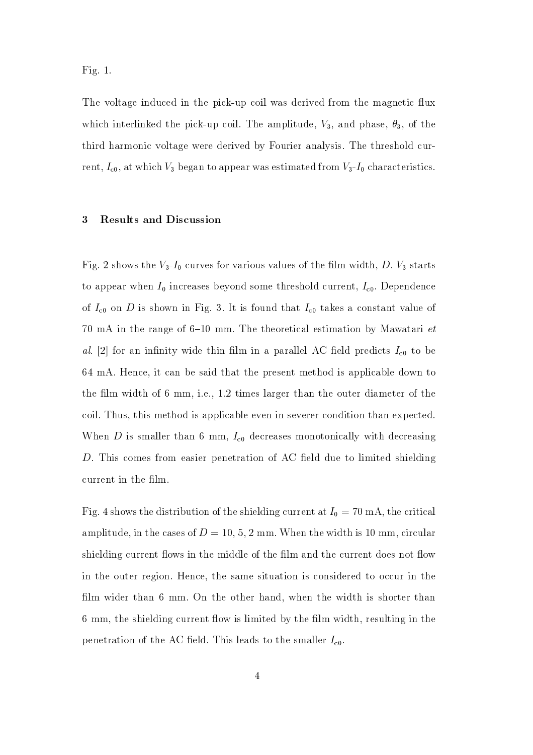Fig. 1.

The voltage induced in the pick-up coil was derived from the magnetic flux which interlinked the pick-up coil. The amplitude, $V_3$, and phase, $\theta_3$, of the third harmonic voltage were derived by Fourier analysis. The threshold current, $I_{c0}$, at which $V_3$ began to appear was estimated from $V_3$-$I_0$ characteristics.

## 3 Results and Discussion

Fig. 2 shows the $V_3$-$I_0$ curves for various values of the film width, $D$. $V_3$ starts to appear when $I_0$ increases beyond some threshold current, $I_{c0}$. Dependence of $I_{c0}$ on $D$ is shown in Fig. 3. It is found that $I_{c0}$ takes a constant value of 70 mA in the range of 6–10 mm. The theoretical estimation by Mawatari *et al.* [2] for an infinity wide thin film in a parallel AC field predicts $I_{c0}$ to be 64 mA. Hence, it can be said that the present method is applicable down to the film width of 6 mm, i.e., 1.2 times larger than the outer diameter of the coil. Thus, this method is applicable even in severer condition than expected. When $D$ is smaller than 6 mm, $I_{c0}$ decreases monotonically with decreasing $D$. This comes from easier penetration of AC field due to limited shielding current in the film.

Fig. 4 shows the distribution of the shielding current at $I_0 = 70$ mA, the critical amplitude, in the cases of $D = 10, 5, 2$ mm. When the width is 10 mm, circular shielding current flows in the middle of the film and the current does not flow in the outer region. Hence, the same situation is considered to occur in the film wider than 6 mm. On the other hand, when the width is shorter than 6 mm, the shielding current flow is limited by the film width, resulting in the penetration of the AC field. This leads to the smaller $I_{c0}$.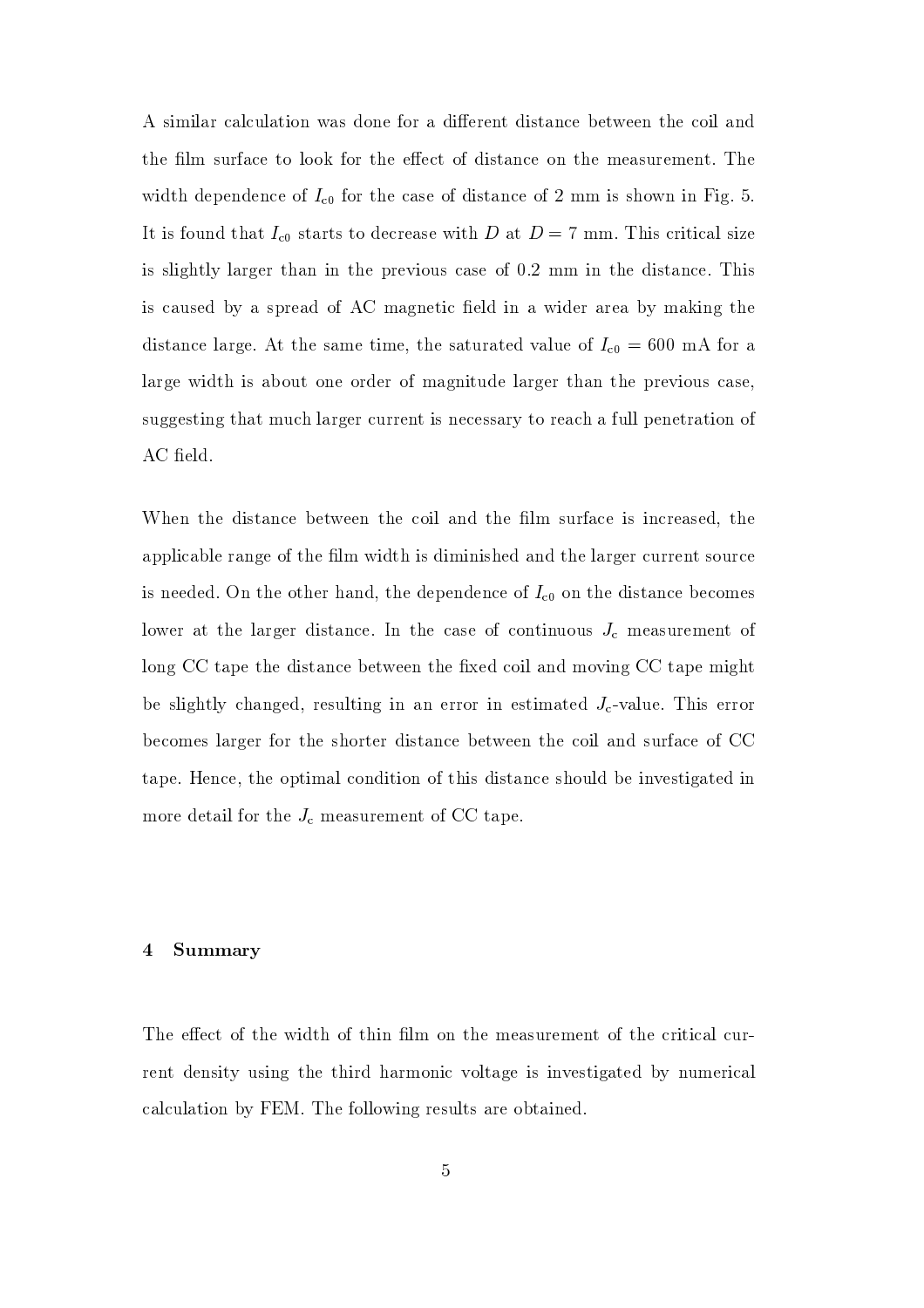A similar calculation was done for a different distance between the coil and the film surface to look for the effect of distance on the measurement. The width dependence of $I_{c0}$ for the case of distance of 2 mm is shown in Fig. 5. It is found that $I_{c0}$ starts to decrease with $D$ at $D = 7$ mm. This critical size is slightly larger than in the previous case of 0.2 mm in the distance. This is caused by a spread of AC magnetic field in a wider area by making the distance large. At the same time, the saturated value of $I_{c0} = 600$ mA for a large width is about one order of magnitude larger than the previous case, suggesting that much larger current is necessary to reach a full penetration of AC field.

When the distance between the coil and the film surface is increased, the applicable range of the film width is diminished and the larger current source is needed. On the other hand, the dependence of $I_{c0}$ on the distance becomes lower at the larger distance. In the case of continuous $J_c$ measurement of long CC tape the distance between the fixed coil and moving CC tape might be slightly changed, resulting in an error in estimated $J_c$-value. This error becomes larger for the shorter distance between the coil and surface of CC tape. Hence, the optimal condition of this distance should be investigated in more detail for the $J_c$ measurement of CC tape.

## 4 Summary

The effect of the width of thin film on the measurement of the critical current density using the third harmonic voltage is investigated by numerical calculation by FEM. The following results are obtained.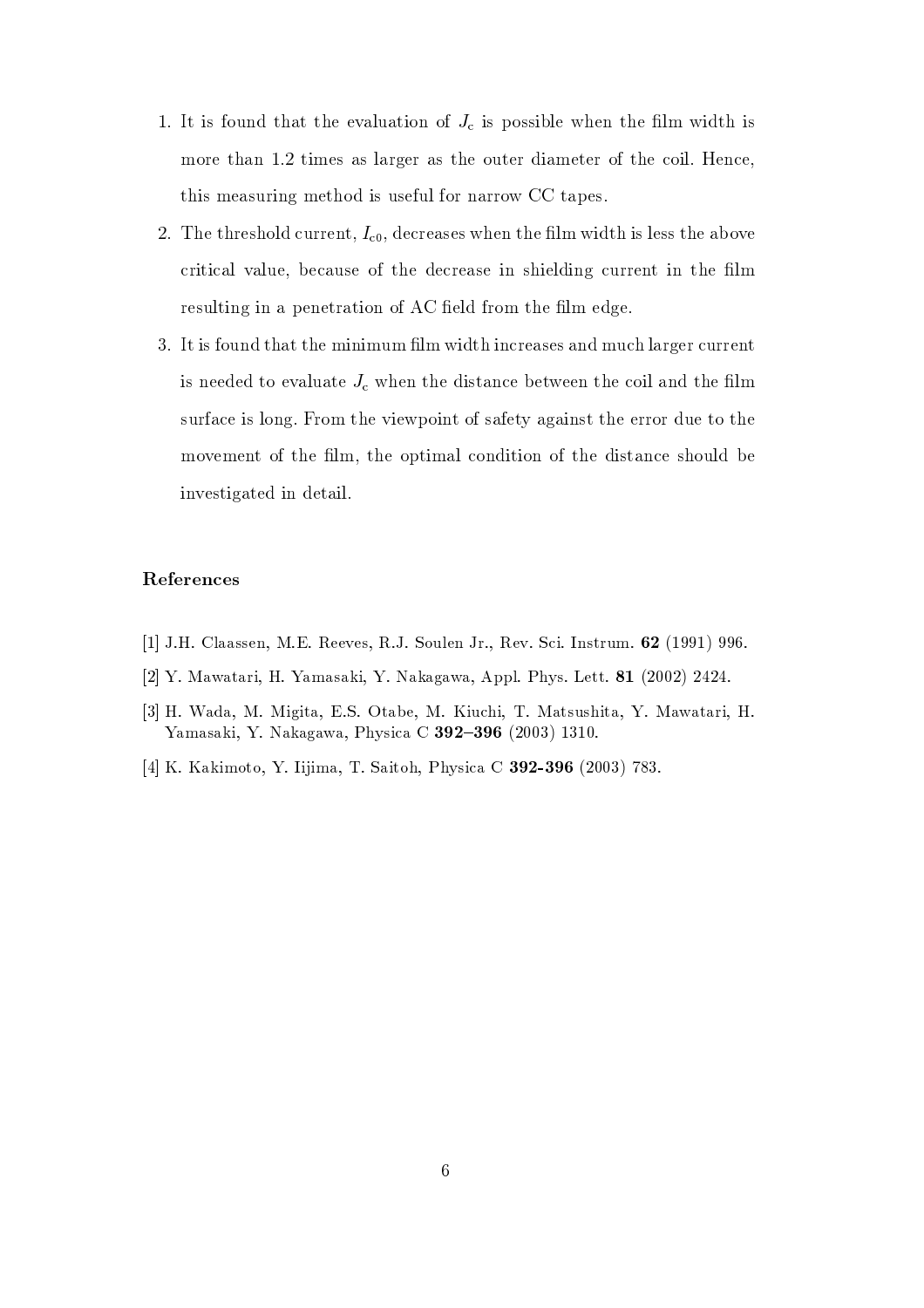1. It is found that the evaluation of $J_c$ is possible when the film width is more than 1.2 times as larger as the outer diameter of the coil. Hence, this measuring method is useful for narrow CC tapes.
2. The threshold current, $I_{c0}$, decreases when the film width is less the above critical value, because of the decrease in shielding current in the film resulting in a penetration of AC field from the film edge.
3. It is found that the minimum film width increases and much larger current is needed to evaluate $J_c$ when the distance between the coil and the film surface is long. From the viewpoint of safety against the error due to the movement of the film, the optimal condition of the distance should be investigated in detail.

## References

[1] J.H. Claassen, M.E. Reeves, R.J. Soulen Jr., Rev. Sci. Instrum. **62** (1991) 996.

[2] Y. Mawatari, H. Yamasaki, Y. Nakagawa, Appl. Phys. Lett. **81** (2002) 2424.

[3] H. Wada, M. Migita, E.S. Otabe, M. Kiuchi, T. Matsushita, Y. Mawatari, H. Yamasaki, Y. Nakagawa, Physica C **392–396** (2003) 1310.

[4] K. Kakimoto, Y. Iijima, T. Saitoh, Physica C **392-396** (2003) 783.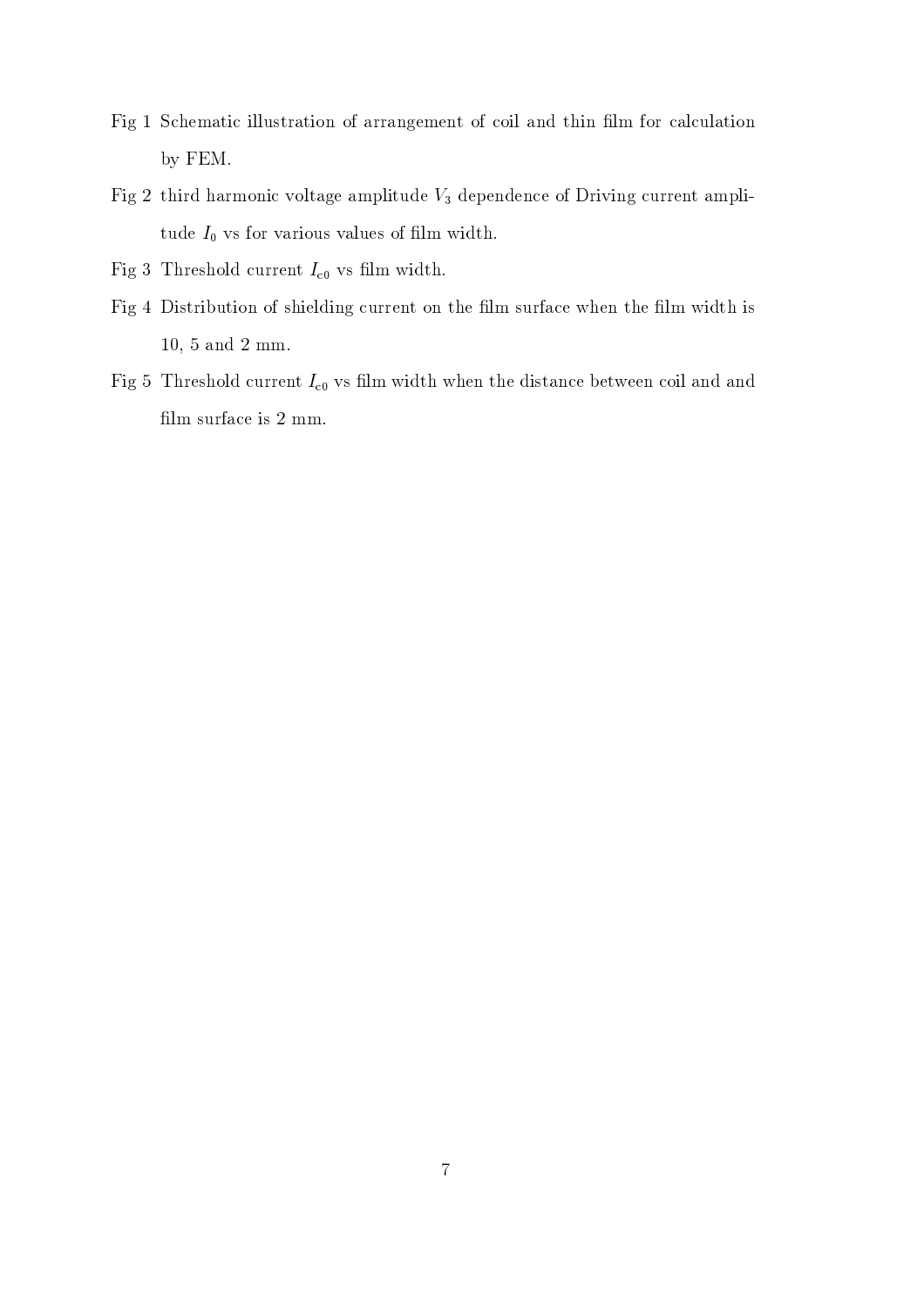Fig 1 Schematic illustration of arrangement of coil and thin film for calculation by FEM.

Fig 2 third harmonic voltage amplitude $V_3$ dependence of Driving current amplitude $I_0$ vs for various values of film width.

Fig 3 Threshold current $I_{c0}$ vs film width.

Fig 4 Distribution of shielding current on the film surface when the film width is 10, 5 and 2 mm.

Fig 5 Threshold current $I_{c0}$ vs film width when the distance between coil and and film surface is 2 mm.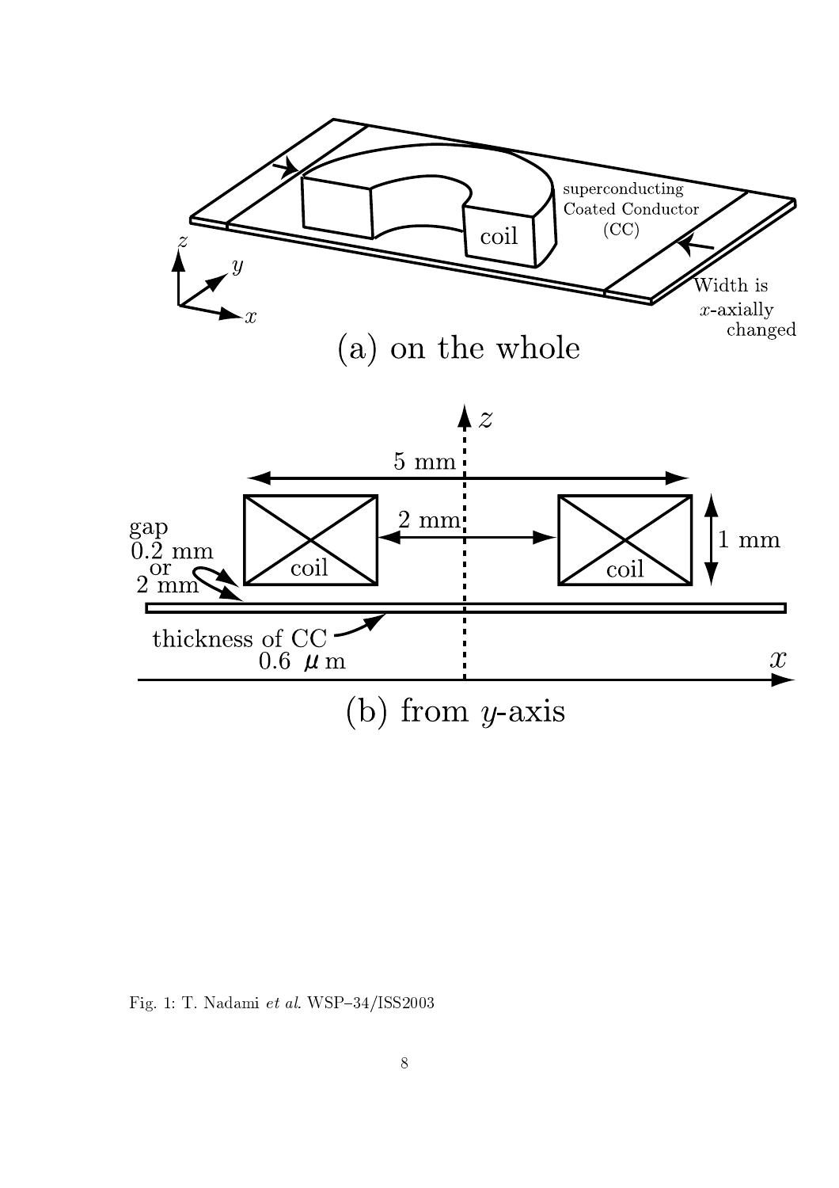Fig. 1: T. Nadami *et al.* WSP–34/ISS2003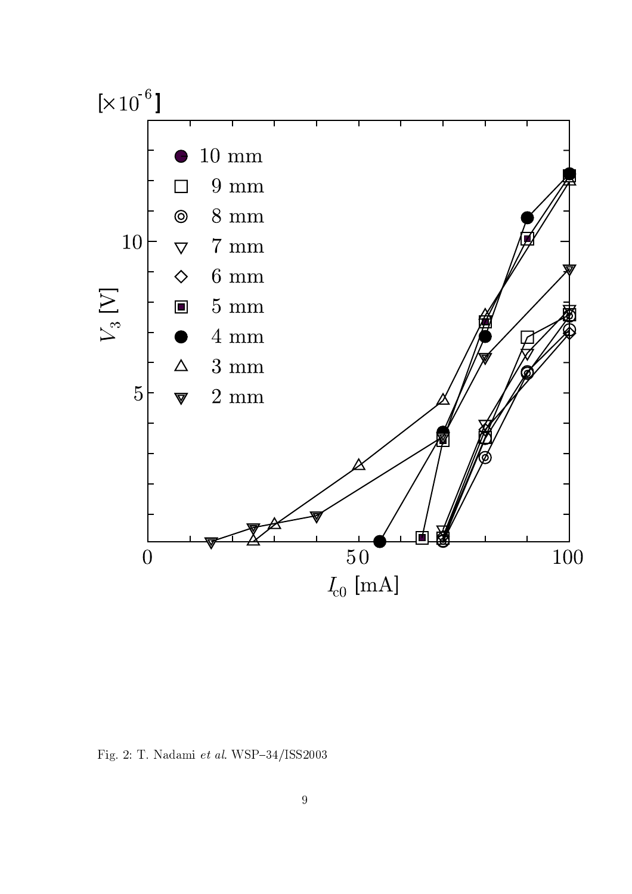Fig. 2: T. Nadami *et al.* WSP–34/ISS2003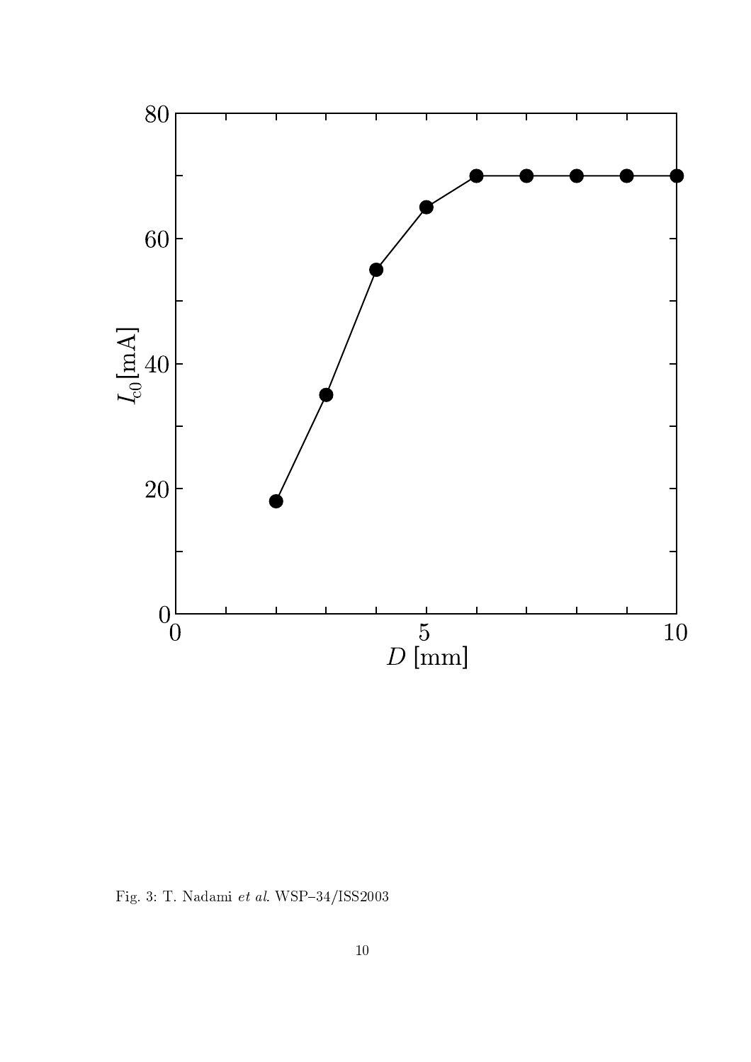Fig. 3: T. Nadami *et al.* WSP–34/ISS2003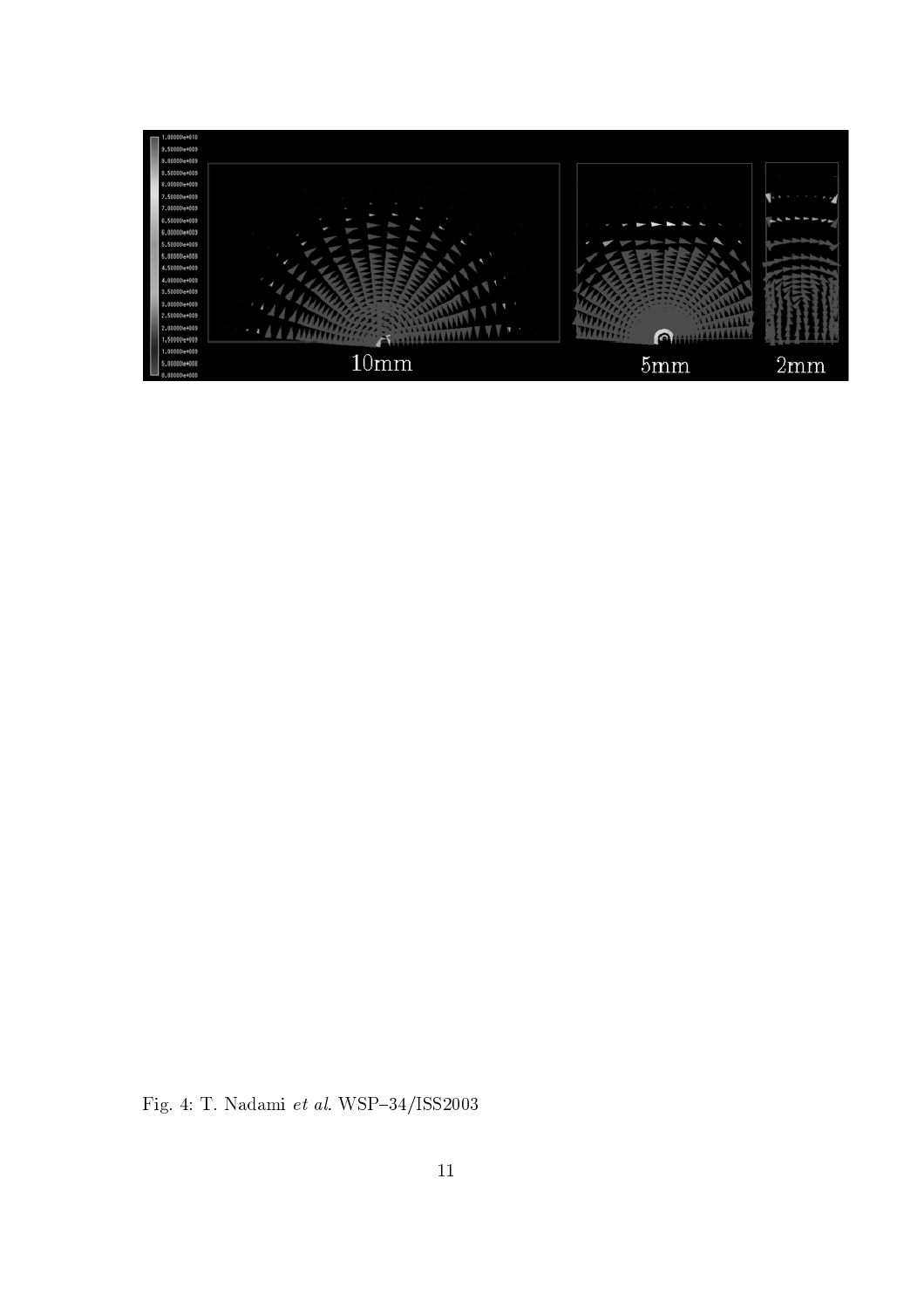Fig. 4: T. Nadami *et al*. WSP–34/ISS2003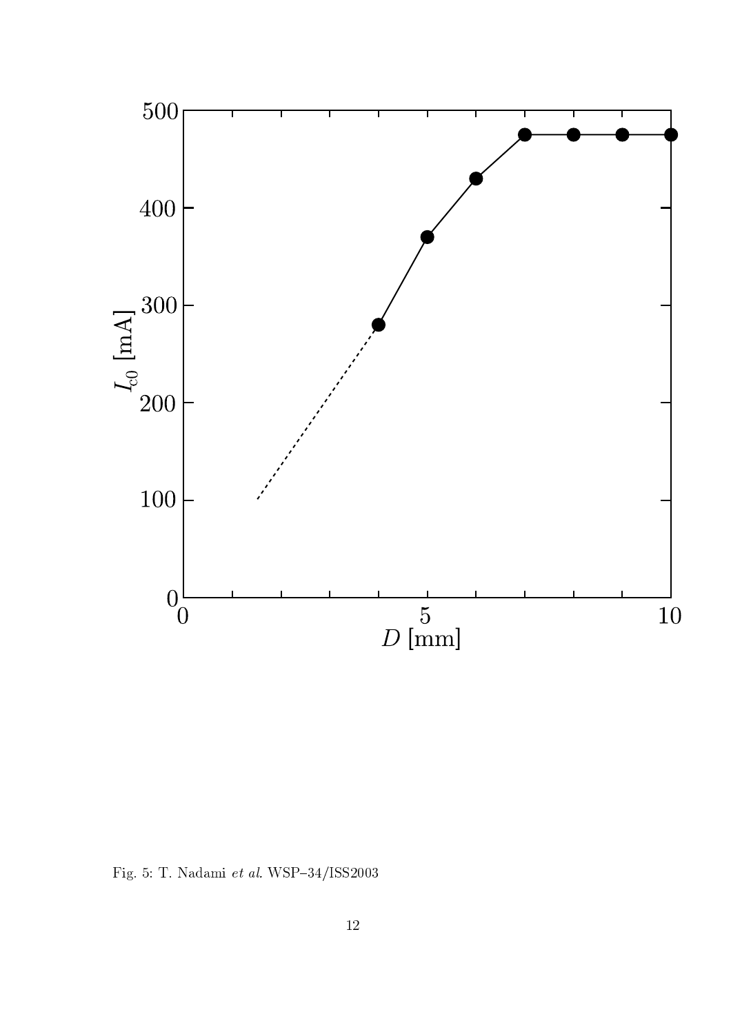500

400

300

200

100

0

$I_{c0}$ [mA]

0

5

10

$D$ [mm]

Fig. 5: T. Nadami *et al.* WSP–34/ISS2003